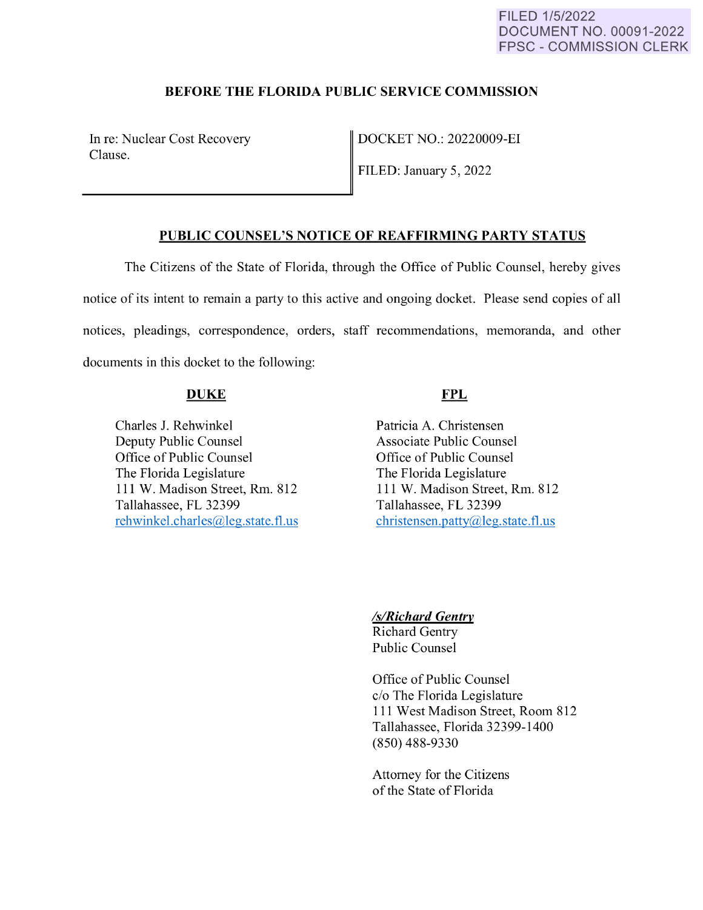FILED 1/5/2022
DOCUMENT NO. 00091-2022
FPSC - COMMISSION CLERK

**BEFORE THE FLORIDA PUBLIC SERVICE COMMISSION**

| In re: Nuclear Cost Recovery Clause. | DOCKET NO.: 20220009-EI<br><br>FILED: January 5, 2022 |
|---|---|

## PUBLIC COUNSEL'S NOTICE OF REAFFIRMING PARTY STATUS

The Citizens of the State of Florida, through the Office of Public Counsel, hereby gives notice of its intent to remain a party to this active and ongoing docket. Please send copies of all notices, pleadings, correspondence, orders, staff recommendations, memoranda, and other documents in this docket to the following:

**DUKE**

Charles J. Rehwinkel
Deputy Public Counsel
Office of Public Counsel
The Florida Legislature
111 W. Madison Street, Rm. 812
Tallahassee, FL 32399
rehwinkel.charles@leg.state.fl.us

**FPL**

Patricia A. Christensen
Associate Public Counsel
Office of Public Counsel
The Florida Legislature
111 W. Madison Street, Rm. 812
Tallahassee, FL 32399
christensen.patty@leg.state.fl.us

***/s/Richard Gentry***
Richard Gentry
Public Counsel

Office of Public Counsel
c/o The Florida Legislature
111 West Madison Street, Room 812
Tallahassee, Florida 32399-1400
(850) 488-9330

Attorney for the Citizens
of the State of Florida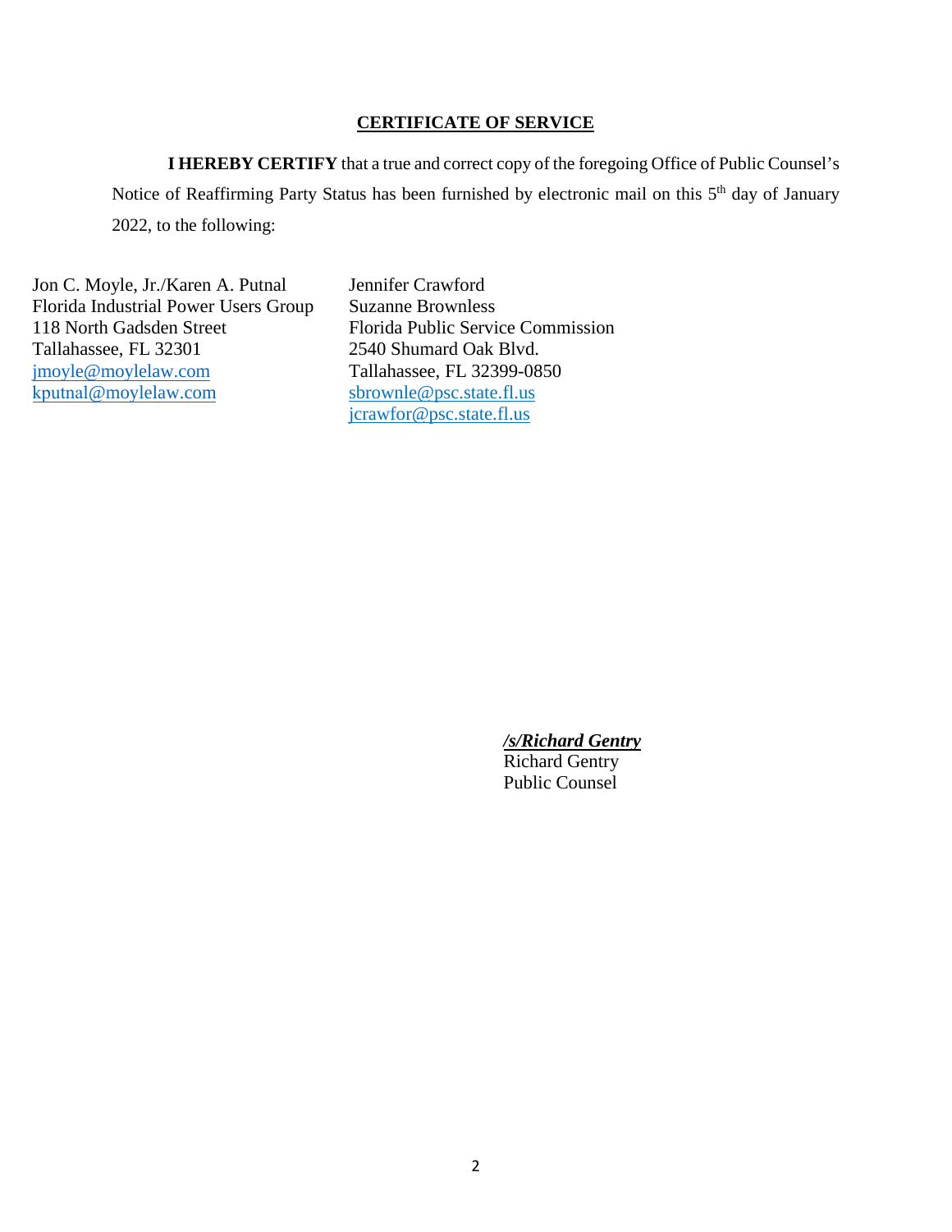**CERTIFICATE OF SERVICE**

**I HEREBY CERTIFY** that a true and correct copy of the foregoing Office of Public Counsel's Notice of Reaffirming Party Status has been furnished by electronic mail on this 5th day of January 2022, to the following:

Jon C. Moyle, Jr./Karen A. Putnal
Florida Industrial Power Users Group
118 North Gadsden Street
Tallahassee, FL 32301
jmoyle@moylelaw.com
kputnal@moylelaw.com

Jennifer Crawford
Suzanne Brownless
Florida Public Service Commission
2540 Shumard Oak Blvd.
Tallahassee, FL 32399-0850
sbrownle@psc.state.fl.us
jcrawfor@psc.state.fl.us

***/s/Richard Gentry***
Richard Gentry
Public Counsel